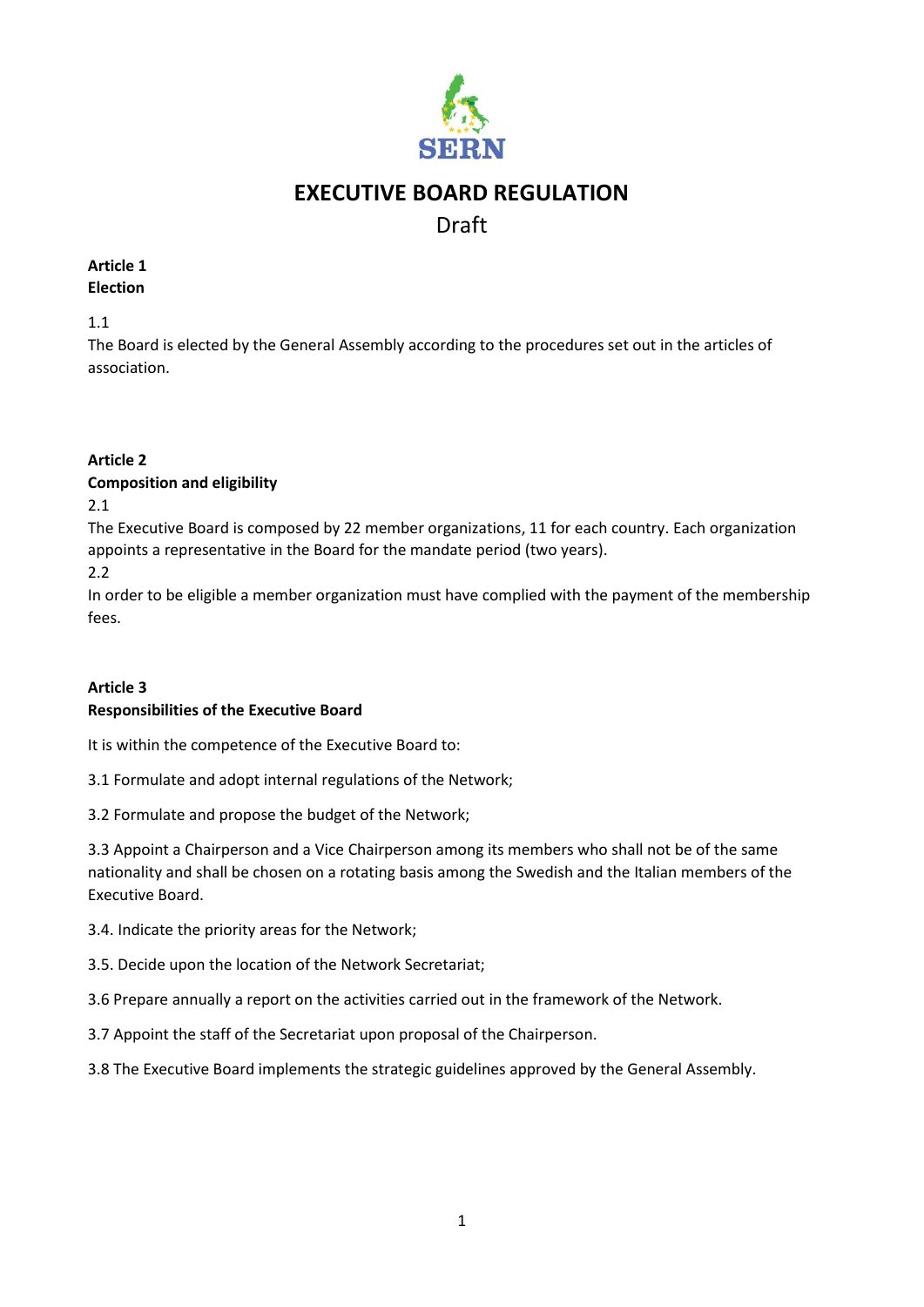SERN

# EXECUTIVE BOARD REGULATION

Draft

**Article 1**
**Election**

1.1
The Board is elected by the General Assembly according to the procedures set out in the articles of association.

**Article 2**
**Composition and eligibility**

2.1
The Executive Board is composed by 22 member organizations, 11 for each country. Each organization appoints a representative in the Board for the mandate period (two years).

2.2
In order to be eligible a member organization must have complied with the payment of the membership fees.

**Article 3**
**Responsibilities of the Executive Board**

It is within the competence of the Executive Board to:

3.1 Formulate and adopt internal regulations of the Network;

3.2 Formulate and propose the budget of the Network;

3.3 Appoint a Chairperson and a Vice Chairperson among its members who shall not be of the same nationality and shall be chosen on a rotating basis among the Swedish and the Italian members of the Executive Board.

3.4. Indicate the priority areas for the Network;

3.5. Decide upon the location of the Network Secretariat;

3.6 Prepare annually a report on the activities carried out in the framework of the Network.

3.7 Appoint the staff of the Secretariat upon proposal of the Chairperson.

3.8 The Executive Board implements the strategic guidelines approved by the General Assembly.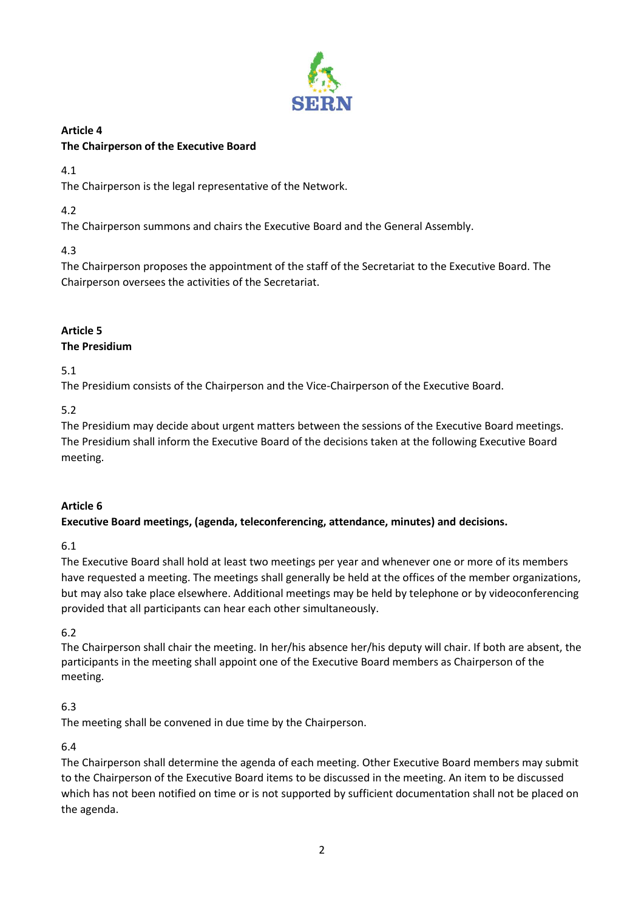**Article 4**
**The Chairperson of the Executive Board**

4.1
The Chairperson is the legal representative of the Network.

4.2
The Chairperson summons and chairs the Executive Board and the General Assembly.

4.3
The Chairperson proposes the appointment of the staff of the Secretariat to the Executive Board. The Chairperson oversees the activities of the Secretariat.

**Article 5**
**The Presidium**

5.1
The Presidium consists of the Chairperson and the Vice-Chairperson of the Executive Board.

5.2
The Presidium may decide about urgent matters between the sessions of the Executive Board meetings. The Presidium shall inform the Executive Board of the decisions taken at the following Executive Board meeting.

**Article 6**
**Executive Board meetings, (agenda, teleconferencing, attendance, minutes) and decisions.**

6.1
The Executive Board shall hold at least two meetings per year and whenever one or more of its members have requested a meeting. The meetings shall generally be held at the offices of the member organizations, but may also take place elsewhere. Additional meetings may be held by telephone or by videoconferencing provided that all participants can hear each other simultaneously.

6.2
The Chairperson shall chair the meeting. In her/his absence her/his deputy will chair. If both are absent, the participants in the meeting shall appoint one of the Executive Board members as Chairperson of the meeting.

6.3
The meeting shall be convened in due time by the Chairperson.

6.4
The Chairperson shall determine the agenda of each meeting. Other Executive Board members may submit to the Chairperson of the Executive Board items to be discussed in the meeting. An item to be discussed which has not been notified on time or is not supported by sufficient documentation shall not be placed on the agenda.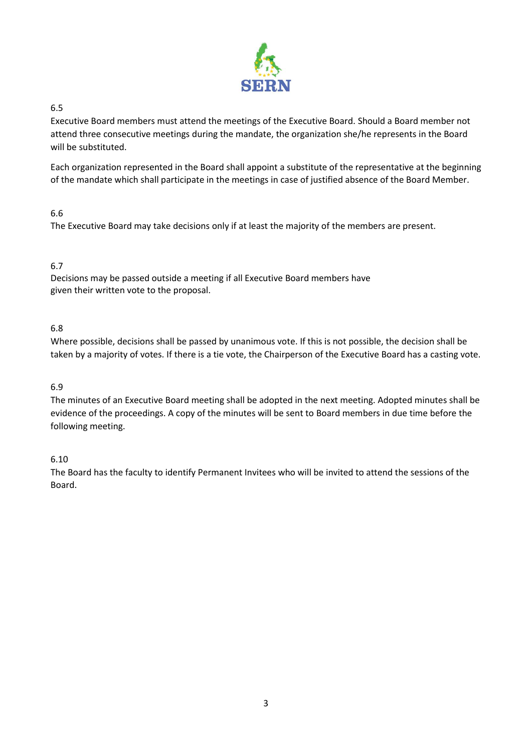6.5

Executive Board members must attend the meetings of the Executive Board. Should a Board member not attend three consecutive meetings during the mandate, the organization she/he represents in the Board will be substituted.

Each organization represented in the Board shall appoint a substitute of the representative at the beginning of the mandate which shall participate in the meetings in case of justified absence of the Board Member.

6.6

The Executive Board may take decisions only if at least the majority of the members are present.

6.7

Decisions may be passed outside a meeting if all Executive Board members have given their written vote to the proposal.

6.8

Where possible, decisions shall be passed by unanimous vote. If this is not possible, the decision shall be taken by a majority of votes. If there is a tie vote, the Chairperson of the Executive Board has a casting vote.

6.9

The minutes of an Executive Board meeting shall be adopted in the next meeting. Adopted minutes shall be evidence of the proceedings. A copy of the minutes will be sent to Board members in due time before the following meeting.

6.10

The Board has the faculty to identify Permanent Invitees who will be invited to attend the sessions of the Board.